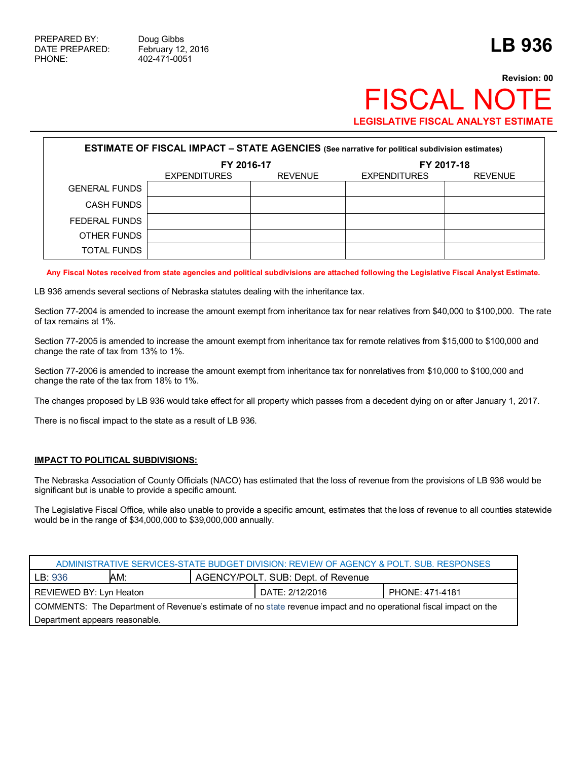PREPARED BY: Doug Gibbs
DATE PREPARED: February 12, 2016
PHONE: 402-471-0051

# LB 936

**Revision: 00**

# FISCAL NOTE

**LEGISLATIVE FISCAL ANALYST ESTIMATE**

| **ESTIMATE OF FISCAL IMPACT – STATE AGENCIES** (See narrative for political subdivision estimates) | | | | |
|---|---|---|---|---|
| | **FY 2016-17** | | **FY 2017-18** | |
| | EXPENDITURES | REVENUE | EXPENDITURES | REVENUE |
| GENERAL FUNDS | | | | |
| CASH FUNDS | | | | |
| FEDERAL FUNDS | | | | |
| OTHER FUNDS | | | | |
| TOTAL FUNDS | | | | |

**Any Fiscal Notes received from state agencies and political subdivisions are attached following the Legislative Fiscal Analyst Estimate.**

LB 936 amends several sections of Nebraska statutes dealing with the inheritance tax.

Section 77-2004 is amended to increase the amount exempt from inheritance tax for near relatives from $40,000 to $100,000. The rate of tax remains at 1%.

Section 77-2005 is amended to increase the amount exempt from inheritance tax for remote relatives from $15,000 to $100,000 and change the rate of tax from 13% to 1%.

Section 77-2006 is amended to increase the amount exempt from inheritance tax for nonrelatives from $10,000 to $100,000 and change the rate of the tax from 18% to 1%.

The changes proposed by LB 936 would take effect for all property which passes from a decedent dying on or after January 1, 2017.

There is no fiscal impact to the state as a result of LB 936.

**IMPACT TO POLITICAL SUBDIVISIONS:**

The Nebraska Association of County Officials (NACO) has estimated that the loss of revenue from the provisions of LB 936 would be significant but is unable to provide a specific amount.

The Legislative Fiscal Office, while also unable to provide a specific amount, estimates that the loss of revenue to all counties statewide would be in the range of $34,000,000 to $39,000,000 annually.

| ADMINISTRATIVE SERVICES-STATE BUDGET DIVISION: REVIEW OF AGENCY & POLT. SUB. RESPONSES | | | | |
|---|---|---|---|---|
| LB: 936 | AM: | AGENCY/POLT. SUB: Dept. of Revenue | | |
| REVIEWED BY: Lyn Heaton | | | DATE: 2/12/2016 | PHONE: 471-4181 |
| COMMENTS: The Department of Revenue's estimate of no state revenue impact and no operational fiscal impact on the Department appears reasonable. | | | | |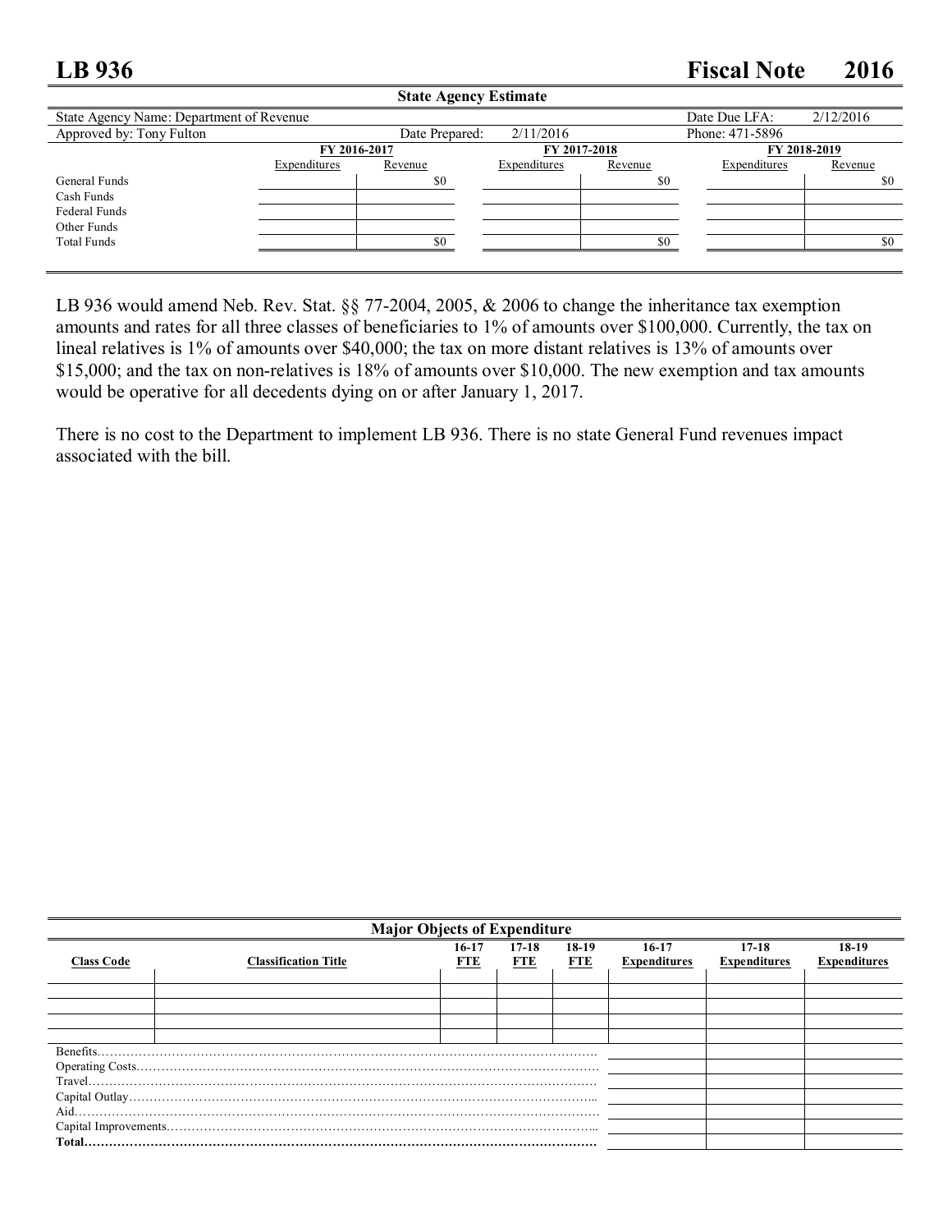# LB 936 Fiscal Note 2016

**State Agency Estimate**

| State Agency Name: Department of Revenue | | | | Date Due LFA: | 2/12/2016 |
|---|---|---|---|---|---|
| Approved by: Tony Fulton | | Date Prepared: | 2/11/2016 | Phone: 471-5896 | |

| | FY 2016-2017 | | FY 2017-2018 | | FY 2018-2019 | |
|---|---|---|---|---|---|---|
| | Expenditures | Revenue | Expenditures | Revenue | Expenditures | Revenue |
| General Funds | | $0 | | $0 | | $0 |
| Cash Funds | | | | | | |
| Federal Funds | | | | | | |
| Other Funds | | | | | | |
| Total Funds | | $0 | | $0 | | $0 |

LB 936 would amend Neb. Rev. Stat. §§ 77-2004, 2005, & 2006 to change the inheritance tax exemption amounts and rates for all three classes of beneficiaries to 1% of amounts over $100,000. Currently, the tax on lineal relatives is 1% of amounts over $40,000; the tax on more distant relatives is 13% of amounts over $15,000; and the tax on non-relatives is 18% of amounts over $10,000. The new exemption and tax amounts would be operative for all decedents dying on or after January 1, 2017.

There is no cost to the Department to implement LB 936. There is no state General Fund revenues impact associated with the bill.

**Major Objects of Expenditure**

| Class Code | Classification Title | 16-17 FTE | 17-18 FTE | 18-19 FTE | 16-17 Expenditures | 17-18 Expenditures | 18-19 Expenditures |
|---|---|---|---|---|---|---|---|
| | | | | | | | |
| | | | | | | | |
| | | | | | | | |
| | | | | | | | |
| Benefits | | | | | | | |
| Operating Costs | | | | | | | |
| Travel | | | | | | | |
| Capital Outlay | | | | | | | |
| Aid | | | | | | | |
| Capital Improvements | | | | | | | |
| **Total** | | | | | | | |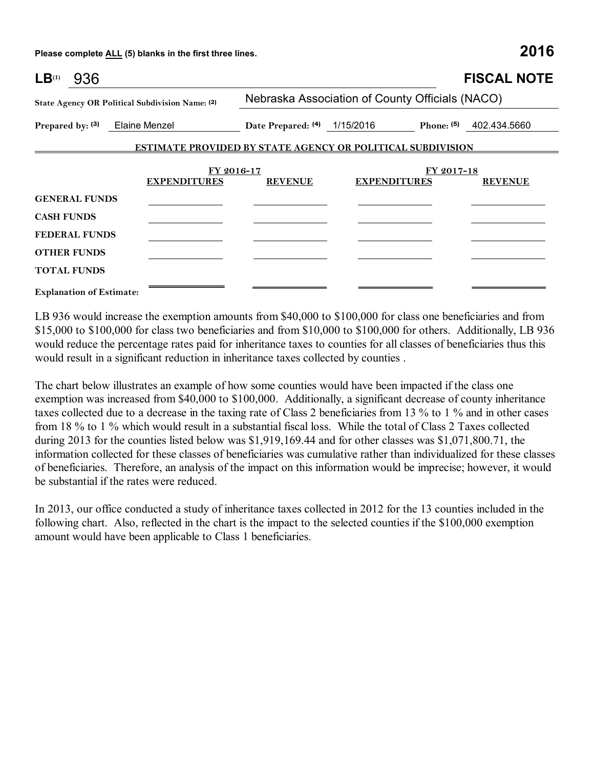Please complete ALL (5) blanks in the first three lines. **2016**

**LB[1]** 936 **FISCAL NOTE**

**State Agency OR Political Subdivision Name: [2]** Nebraska Association of County Officials (NACO)

**Prepared by: [3]** Elaine Menzel **Date Prepared: [4]** 1/15/2016 **Phone: [5]** 402.434.5660

**ESTIMATE PROVIDED BY STATE AGENCY OR POLITICAL SUBDIVISION**

| | FY 2016-17 | | FY 2017-18 | |
|---|---|---|---|---|
| | **EXPENDITURES** | **REVENUE** | **EXPENDITURES** | **REVENUE** |
| **GENERAL FUNDS** | | | | |
| **CASH FUNDS** | | | | |
| **FEDERAL FUNDS** | | | | |
| **OTHER FUNDS** | | | | |
| **TOTAL FUNDS** | | | | |

**Explanation of Estimate:**

LB 936 would increase the exemption amounts from $40,000 to $100,000 for class one beneficiaries and from $15,000 to $100,000 for class two beneficiaries and from $10,000 to $100,000 for others. Additionally, LB 936 would reduce the percentage rates paid for inheritance taxes to counties for all classes of beneficiaries thus this would result in a significant reduction in inheritance taxes collected by counties .

The chart below illustrates an example of how some counties would have been impacted if the class one exemption was increased from $40,000 to $100,000. Additionally, a significant decrease of county inheritance taxes collected due to a decrease in the taxing rate of Class 2 beneficiaries from 13 % to 1 % and in other cases from 18 % to 1 % which would result in a substantial fiscal loss. While the total of Class 2 Taxes collected during 2013 for the counties listed below was $1,919,169.44 and for other classes was $1,071,800.71, the information collected for these classes of beneficiaries was cumulative rather than individualized for these classes of beneficiaries. Therefore, an analysis of the impact on this information would be imprecise; however, it would be substantial if the rates were reduced.

In 2013, our office conducted a study of inheritance taxes collected in 2012 for the 13 counties included in the following chart. Also, reflected in the chart is the impact to the selected counties if the $100,000 exemption amount would have been applicable to Class 1 beneficiaries.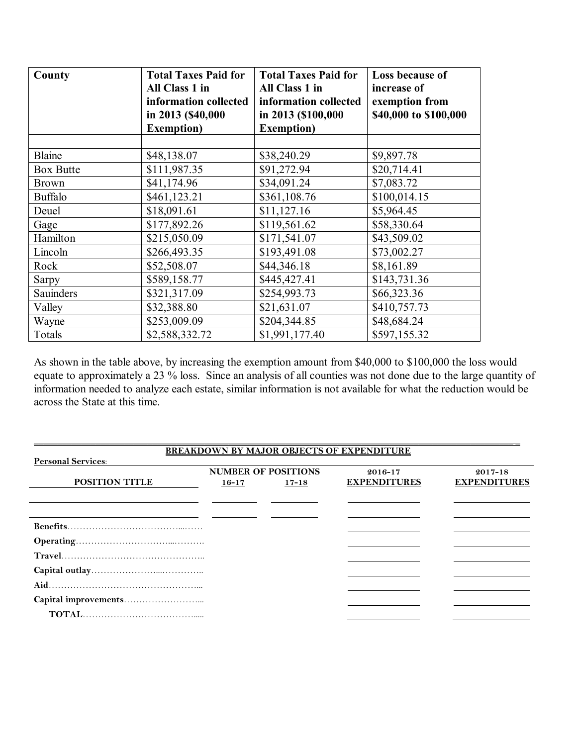| County | Total Taxes Paid for All Class 1 in information collected in 2013 ($40,000 Exemption) | Total Taxes Paid for All Class 1 in information collected in 2013 ($100,000 Exemption) | Loss because of increase of exemption from $40,000 to $100,000 |
|---|---|---|---|
| | | | |
| Blaine | $48,138.07 | $38,240.29 | $9,897.78 |
| Box Butte | $111,987.35 | $91,272.94 | $20,714.41 |
| Brown | $41,174.96 | $34,091.24 | $7,083.72 |
| Buffalo | $461,123.21 | $361,108.76 | $100,014.15 |
| Deuel | $18,091.61 | $11,127.16 | $5,964.45 |
| Gage | $177,892.26 | $119,561.62 | $58,330.64 |
| Hamilton | $215,050.09 | $171,541.07 | $43,509.02 |
| Lincoln | $266,493.35 | $193,491.08 | $73,002.27 |
| Rock | $52,508.07 | $44,346.18 | $8,161.89 |
| Sarpy | $589,158.77 | $445,427.41 | $143,731.36 |
| Sauinders | $321,317.09 | $254,993.73 | $66,323.36 |
| Valley | $32,388.80 | $21,631.07 | $410,757.73 |
| Wayne | $253,009.09 | $204,344.85 | $48,684.24 |
| Totals | $2,588,332.72 | $1,991,177.40 | $597,155.32 |

As shown in the table above, by increasing the exemption amount from $40,000 to $100,000 the loss would equate to approximately a 23 % loss. Since an analysis of all counties was not done due to the large quantity of information needed to analyze each estate, similar information is not available for what the reduction would be across the State at this time.

**BREAKDOWN BY MAJOR OBJECTS OF EXPENDITURE**

**Personal Services:**

| POSITION TITLE | NUMBER OF POSITIONS 16-17 | 17-18 | 2016-17 EXPENDITURES | 2017-18 EXPENDITURES |
|---|---|---|---|---|
| | | | | |
| | | | | |
| **Benefits** | | | | |
| **Operating** | | | | |
| **Travel** | | | | |
| **Capital outlay** | | | | |
| **Aid** | | | | |
| **Capital improvements** | | | | |
| **TOTAL** | | | | |